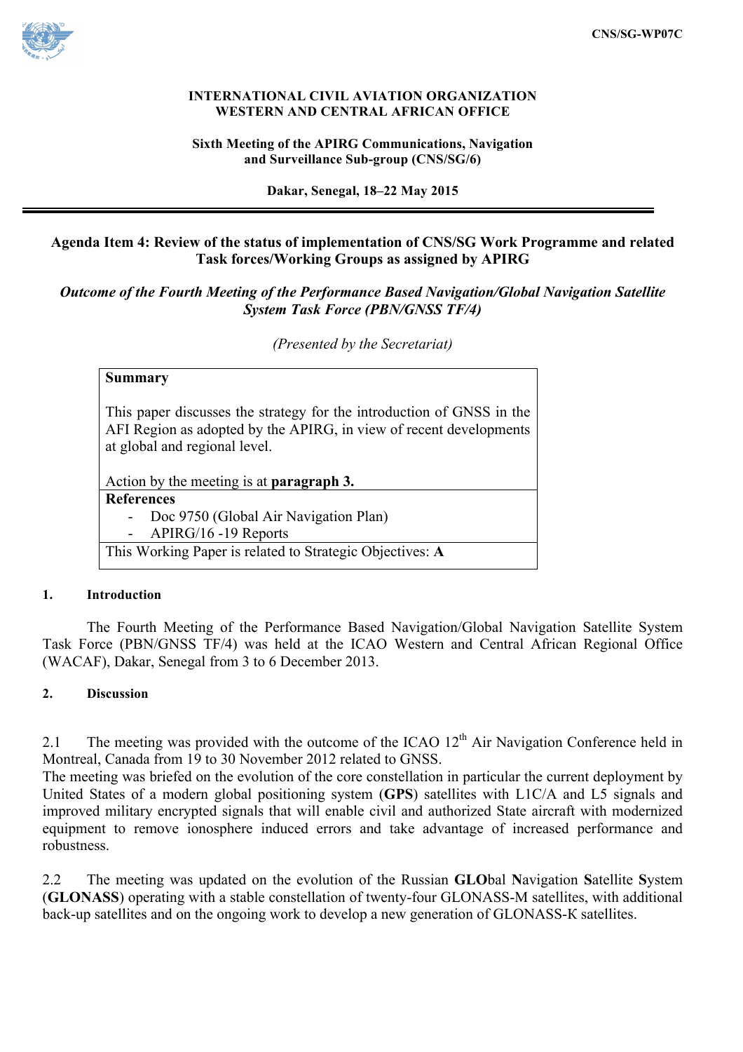CNS/SG-WP07C

**INTERNATIONAL CIVIL AVIATION ORGANIZATION**
**WESTERN AND CENTRAL AFRICAN OFFICE**

**Sixth Meeting of the APIRG Communications, Navigation and Surveillance Sub-group (CNS/SG/6)**

**Dakar, Senegal, 18–22 May 2015**

---

## Agenda Item 4: Review of the status of implementation of CNS/SG Work Programme and related Task forces/Working Groups as assigned by APIRG

***Outcome of the Fourth Meeting of the Performance Based Navigation/Global Navigation Satellite System Task Force (PBN/GNSS TF/4)***

*(Presented by the Secretariat)*

| **Summary** |
|---|
| This paper discusses the strategy for the introduction of GNSS in the AFI Region as adopted by the APIRG, in view of recent developments at global and regional level.<br><br>Action by the meeting is at **paragraph 3.** |
| **References**<br>- Doc 9750 (Global Air Navigation Plan)<br>- APIRG/16 -19 Reports |
| This Working Paper is related to Strategic Objectives: **A** |

### 1. Introduction

The Fourth Meeting of the Performance Based Navigation/Global Navigation Satellite System Task Force (PBN/GNSS TF/4) was held at the ICAO Western and Central African Regional Office (WACAF), Dakar, Senegal from 3 to 6 December 2013.

### 2. Discussion

2.1 The meeting was provided with the outcome of the ICAO 12th Air Navigation Conference held in Montreal, Canada from 19 to 30 November 2012 related to GNSS.
The meeting was briefed on the evolution of the core constellation in particular the current deployment by United States of a modern global positioning system (**GPS**) satellites with L1C/A and L5 signals and improved military encrypted signals that will enable civil and authorized State aircraft with modernized equipment to remove ionosphere induced errors and take advantage of increased performance and robustness.

2.2 The meeting was updated on the evolution of the Russian **GLO**bal **N**avigation **S**atellite **S**ystem (**GLONASS**) operating with a stable constellation of twenty-four GLONASS-M satellites, with additional back-up satellites and on the ongoing work to develop a new generation of GLONASS-K satellites.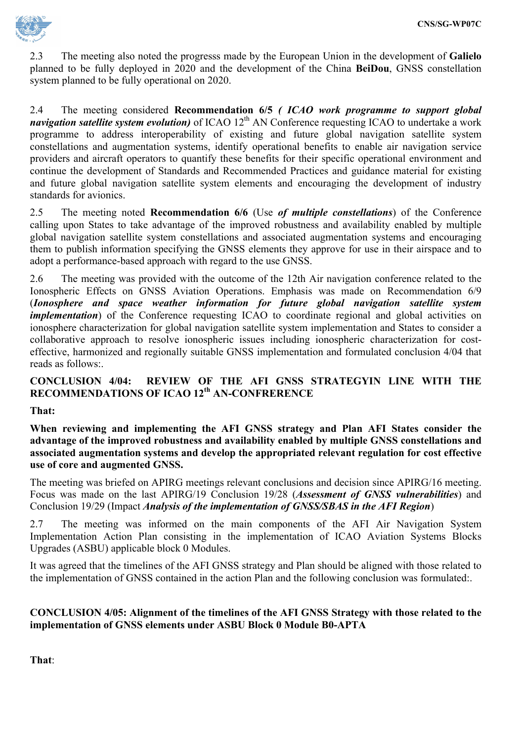2.3 The meeting also noted the progresss made by the European Union in the development of **Galielo** planned to be fully deployed in 2020 and the development of the China **BeiDou**, GNSS constellation system planned to be fully operational on 2020.

2.4 The meeting considered **Recommendation 6/5** ***( ICAO work programme to support global navigation satellite system evolution)*** of ICAO 12th AN Conference requesting ICAO to undertake a work programme to address interoperability of existing and future global navigation satellite system constellations and augmentation systems, identify operational benefits to enable air navigation service providers and aircraft operators to quantify these benefits for their specific operational environment and continue the development of Standards and Recommended Practices and guidance material for existing and future global navigation satellite system elements and encouraging the development of industry standards for avionics.

2.5 The meeting noted **Recommendation 6/6** (Use ***of multiple constellations***) of the Conference calling upon States to take advantage of the improved robustness and availability enabled by multiple global navigation satellite system constellations and associated augmentation systems and encouraging them to publish information specifying the GNSS elements they approve for use in their airspace and to adopt a performance-based approach with regard to the use GNSS.

2.6 The meeting was provided with the outcome of the 12th Air navigation conference related to the Ionospheric Effects on GNSS Aviation Operations. Emphasis was made on Recommendation 6/9 (***Ionosphere and space weather information for future global navigation satellite system implementation***) of the Conference requesting ICAO to coordinate regional and global activities on ionosphere characterization for global navigation satellite system implementation and States to consider a collaborative approach to resolve ionospheric issues including ionospheric characterization for cost-effective, harmonized and regionally suitable GNSS implementation and formulated conclusion 4/04 that reads as follows:.

**CONCLUSION 4/04: REVIEW OF THE AFI GNSS STRATEGYIN LINE WITH THE RECOMMENDATIONS OF ICAO 12th AN-CONFRERENCE**

**That:**

**When reviewing and implementing the AFI GNSS strategy and Plan AFI States consider the advantage of the improved robustness and availability enabled by multiple GNSS constellations and associated augmentation systems and develop the appropriated relevant regulation for cost effective use of core and augmented GNSS.**

The meeting was briefed on APIRG meetings relevant conclusions and decision since APIRG/16 meeting. Focus was made on the last APIRG/19 Conclusion 19/28 (***Assessment of GNSS vulnerabilities***) and Conclusion 19/29 (Impact ***Analysis of the implementation of GNSS/SBAS in the AFI Region***)

2.7 The meeting was informed on the main components of the AFI Air Navigation System Implementation Action Plan consisting in the implementation of ICAO Aviation Systems Blocks Upgrades (ASBU) applicable block 0 Modules.

It was agreed that the timelines of the AFI GNSS strategy and Plan should be aligned with those related to the implementation of GNSS contained in the action Plan and the following conclusion was formulated:.

**CONCLUSION 4/05: Alignment of the timelines of the AFI GNSS Strategy with those related to the implementation of GNSS elements under ASBU Block 0 Module B0-APTA**

**That**: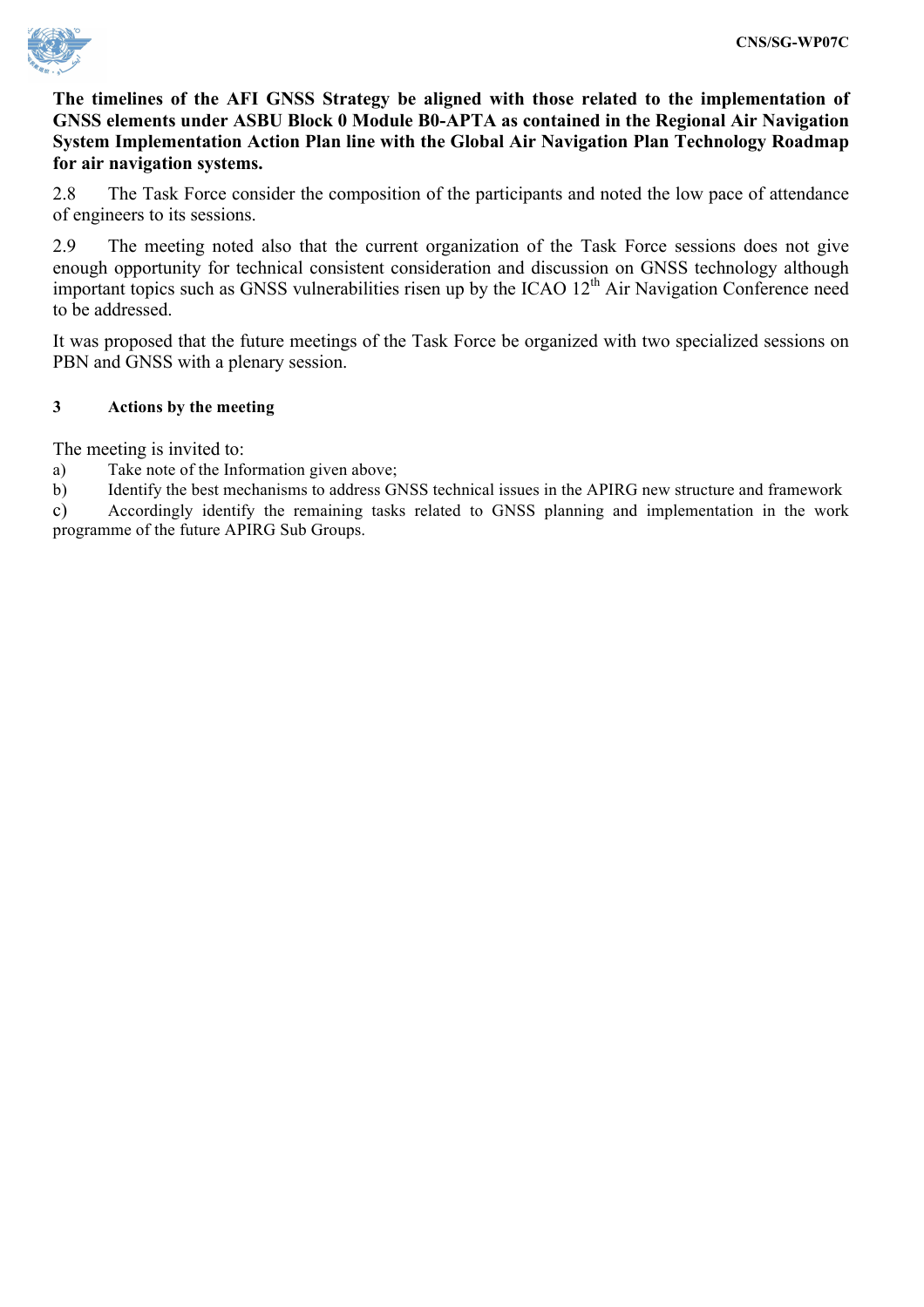**The timelines of the AFI GNSS Strategy be aligned with those related to the implementation of GNSS elements under ASBU Block 0 Module B0-APTA as contained in the Regional Air Navigation System Implementation Action Plan line with the Global Air Navigation Plan Technology Roadmap for air navigation systems.**

2.8 The Task Force consider the composition of the participants and noted the low pace of attendance of engineers to its sessions.

2.9 The meeting noted also that the current organization of the Task Force sessions does not give enough opportunity for technical consistent consideration and discussion on GNSS technology although important topics such as GNSS vulnerabilities risen up by the ICAO 12th Air Navigation Conference need to be addressed.

It was proposed that the future meetings of the Task Force be organized with two specialized sessions on PBN and GNSS with a plenary session.

### 3 Actions by the meeting

The meeting is invited to:

a) Take note of the Information given above;

b) Identify the best mechanisms to address GNSS technical issues in the APIRG new structure and framework

c) Accordingly identify the remaining tasks related to GNSS planning and implementation in the work programme of the future APIRG Sub Groups.